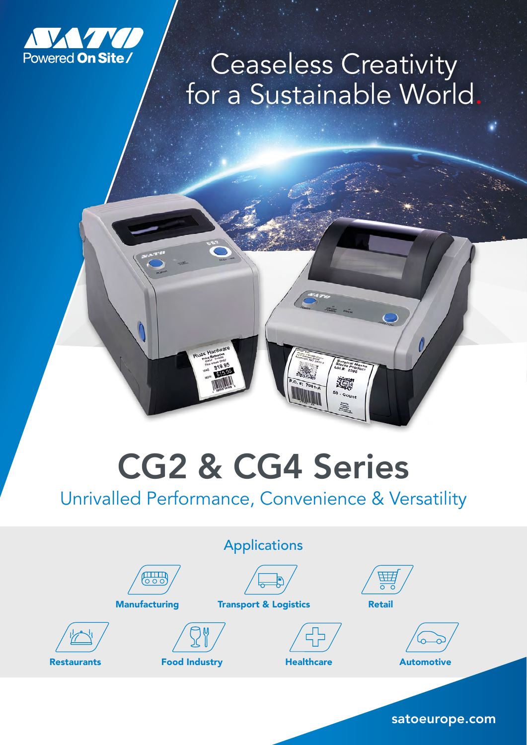SATO
Powered **On Site**/

Ceaseless Creativity
for a Sustainable World.

# CG2 & CG4 Series

## Unrivalled Performance, Convenience & Versatility

### Applications

- **Manufacturing**
- **Transport & Logistics**
- **Retail**
- **Restaurants**
- **Food Industry**
- **Healthcare**
- **Automotive**

**satoeurope.com**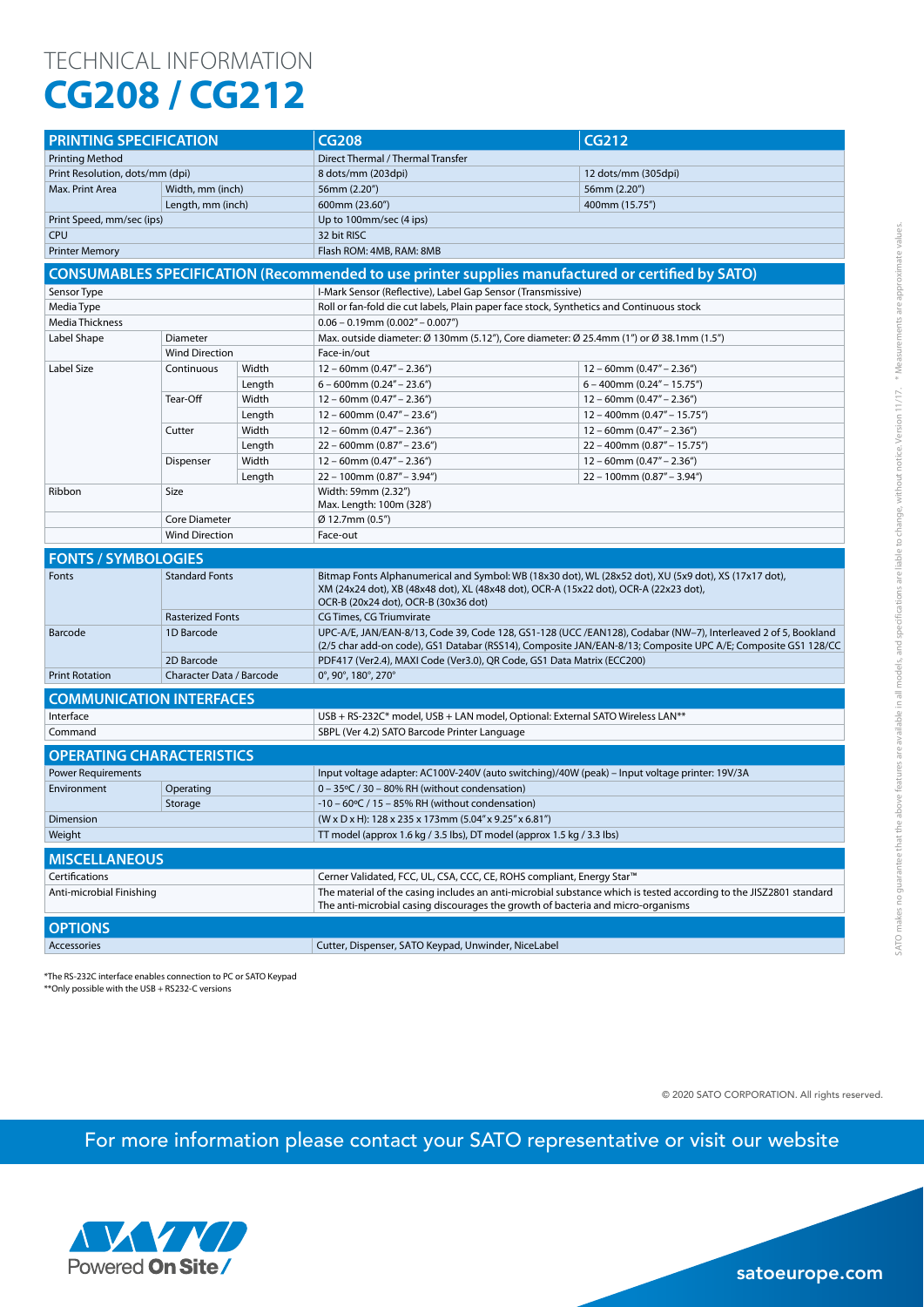# TECHNICAL INFORMATION

# CG208 / CG212

| PRINTING SPECIFICATION | | | CG208 | CG212 |
|---|---|---|---|---|
| Printing Method | | | Direct Thermal / Thermal Transfer | |
| Print Resolution, dots/mm (dpi) | | | 8 dots/mm (203dpi) | 12 dots/mm (305dpi) |
| Max. Print Area | Width, mm (inch) | | 56mm (2.20") | 56mm (2.20") |
| | Length, mm (inch) | | 600mm (23.60") | 400mm (15.75") |
| Print Speed, mm/sec (ips) | | | Up to 100mm/sec (4 ips) | |
| CPU | | | 32 bit RISC | |
| Printer Memory | | | Flash ROM: 4MB, RAM: 8MB | |

| CONSUMABLES SPECIFICATION (Recommended to use printer supplies manufactured or certified by SATO) | | | | |
|---|---|---|---|---|
| Sensor Type | | | I-Mark Sensor (Reflective), Label Gap Sensor (Transmissive) | |
| Media Type | | | Roll or fan-fold die cut labels, Plain paper face stock, Synthetics and Continuous stock | |
| Media Thickness | | | 0.06 – 0.19mm (0.002" – 0.007") | |
| Label Shape | Diameter | | Max. outside diameter: Ø 130mm (5.12"), Core diameter: Ø 25.4mm (1") or Ø 38.1mm (1.5") | |
| | Wind Direction | | Face-in/out | |
| Label Size | Continuous | Width | 12 – 60mm (0.47" – 2.36") | 12 – 60mm (0.47" – 2.36") |
| | | Length | 6 – 600mm (0.24" – 23.6") | 6 – 400mm (0.24" – 15.75") |
| | Tear-Off | Width | 12 – 60mm (0.47" – 2.36") | 12 – 60mm (0.47" – 2.36") |
| | | Length | 12 – 600mm (0.47" – 23.6") | 12 – 400mm (0.47" – 15.75") |
| | Cutter | Width | 12 – 60mm (0.47" – 2.36") | 12 – 60mm (0.47" – 2.36") |
| | | Length | 22 – 600mm (0.87" – 23.6") | 22 – 400mm (0.87" – 15.75") |
| | Dispenser | Width | 12 – 60mm (0.47" – 2.36") | 12 – 60mm (0.47" – 2.36") |
| | | Length | 22 – 100mm (0.87" – 3.94") | 22 – 100mm (0.87" – 3.94") |
| Ribbon | Size | | Width: 59mm (2.32")<br>Max. Length: 100m (328') | |
| | Core Diameter | | Ø 12.7mm (0.5") | |
| | Wind Direction | | Face-out | |

| FONTS / SYMBOLOGIES | | |
|---|---|---|
| Fonts | Standard Fonts | Bitmap Fonts Alphanumerical and Symbol: WB (18x30 dot), WL (28x52 dot), XU (5x9 dot), XS (17x17 dot), XM (24x24 dot), XB (48x48 dot), XL (48x48 dot), OCR-A (15x22 dot), OCR-A (22x23 dot), OCR-B (20x24 dot), OCR-B (30x36 dot) |
| | Rasterized Fonts | CG Times, CG Triumvirate |
| Barcode | 1D Barcode | UPC-A/E, JAN/EAN-8/13, Code 39, Code 128, GS1-128 (UCC /EAN128), Codabar (NW–7), Interleaved 2 of 5, Bookland (2/5 char add-on code), GS1 Databar (RSS14), Composite JAN/EAN-8/13; Composite UPC A/E; Composite GS1 128/CC |
| | 2D Barcode | PDF417 (Ver2.4), MAXI Code (Ver3.0), QR Code, GS1 Data Matrix (ECC200) |
| Print Rotation | Character Data / Barcode | 0°, 90°, 180°, 270° |

| COMMUNICATION INTERFACES | |
|---|---|
| Interface | USB + RS-232C* model, USB + LAN model, Optional: External SATO Wireless LAN** |
| Command | SBPL (Ver 4.2) SATO Barcode Printer Language |

| OPERATING CHARACTERISTICS | | |
|---|---|---|
| Power Requirements | | Input voltage adapter: AC100V-240V (auto switching)/40W (peak) – Input voltage printer: 19V/3A |
| Environment | Operating | 0 – 35ºC / 30 – 80% RH (without condensation) |
| | Storage | -10 – 60ºC / 15 – 85% RH (without condensation) |
| Dimension | | (W x D x H): 128 x 235 x 173mm (5.04" x 9.25" x 6.81") |
| Weight | | TT model (approx 1.6 kg / 3.5 lbs), DT model (approx 1.5 kg / 3.3 lbs) |

| MISCELLANEOUS | |
|---|---|
| Certifications | Cerner Validated, FCC, UL, CSA, CCC, CE, ROHS compliant, Energy Star™ |
| Anti-microbial Finishing | The material of the casing includes an anti-microbial substance which is tested according to the JISZ2801 standard The anti-microbial casing discourages the growth of bacteria and micro-organisms |

| OPTIONS | |
|---|---|
| Accessories | Cutter, Dispenser, SATO Keypad, Unwinder, NiceLabel |

*The RS-232C interface enables connection to PC or SATO Keypad
**Only possible with the USB + RS232-C versions

SATO makes no guarantee that the above features are available in all models, and specifications are liable to change, without notice. Version 11/17. * Measurements are approximate values.

© 2020 SATO CORPORATION. All rights reserved.

For more information please contact your SATO representative or visit our website

Powered On Site/

satoeurope.com